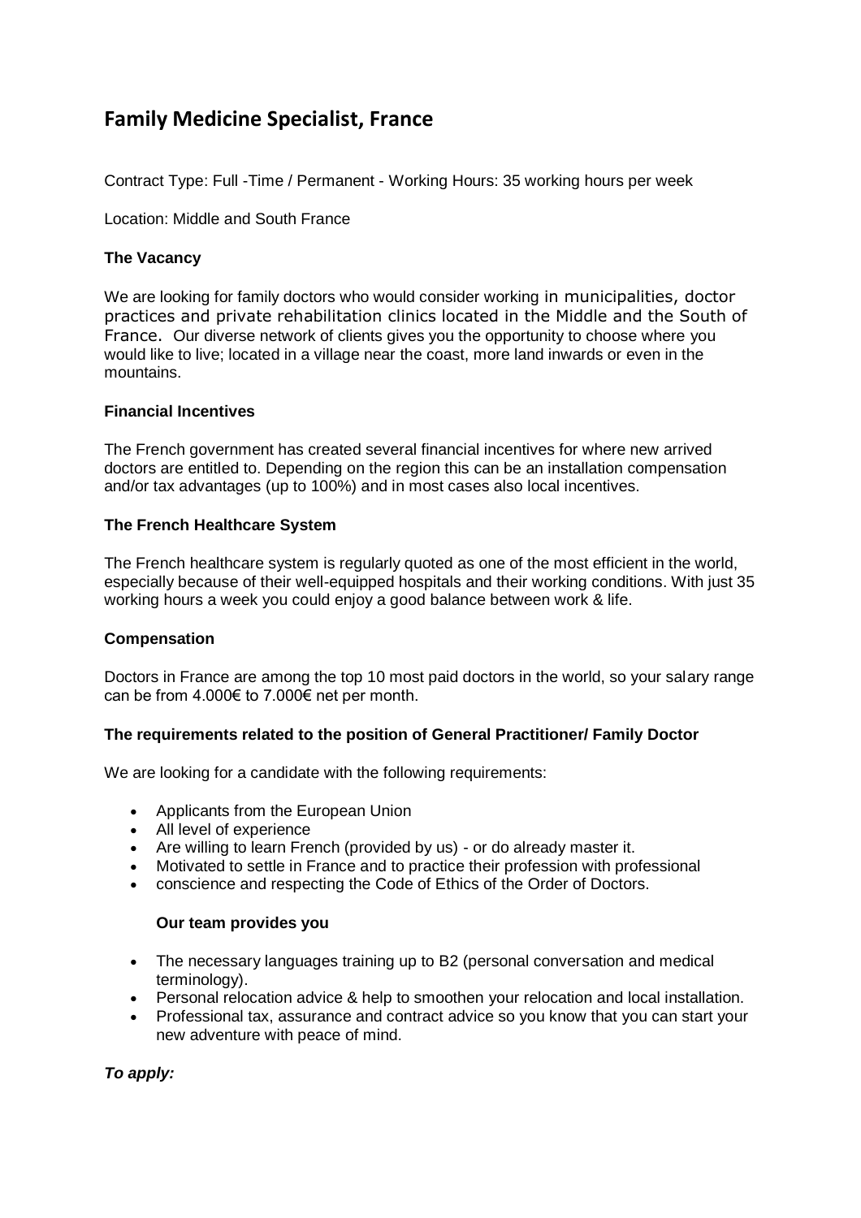# Family Medicine Specialist, France

Contract Type: Full -Time / Permanent - Working Hours: 35 working hours per week

Location: Middle and South France

**The Vacancy**

We are looking for family doctors who would consider working in municipalities, doctor practices and private rehabilitation clinics located in the Middle and the South of France. Our diverse network of clients gives you the opportunity to choose where you would like to live; located in a village near the coast, more land inwards or even in the mountains.

**Financial Incentives**

The French government has created several financial incentives for where new arrived doctors are entitled to. Depending on the region this can be an installation compensation and/or tax advantages (up to 100%) and in most cases also local incentives.

**The French Healthcare System**

The French healthcare system is regularly quoted as one of the most efficient in the world, especially because of their well-equipped hospitals and their working conditions. With just 35 working hours a week you could enjoy a good balance between work & life.

**Compensation**

Doctors in France are among the top 10 most paid doctors in the world, so your salary range can be from 4.000€ to 7.000€ net per month.

**The requirements related to the position of General Practitioner/ Family Doctor**

We are looking for a candidate with the following requirements:

- Applicants from the European Union
- All level of experience
- Are willing to learn French (provided by us) - or do already master it.
- Motivated to settle in France and to practice their profession with professional
- conscience and respecting the Code of Ethics of the Order of Doctors.

**Our team provides you**

- The necessary languages training up to B2 (personal conversation and medical terminology).
- Personal relocation advice & help to smoothen your relocation and local installation.
- Professional tax, assurance and contract advice so you know that you can start your new adventure with peace of mind.

***To apply:***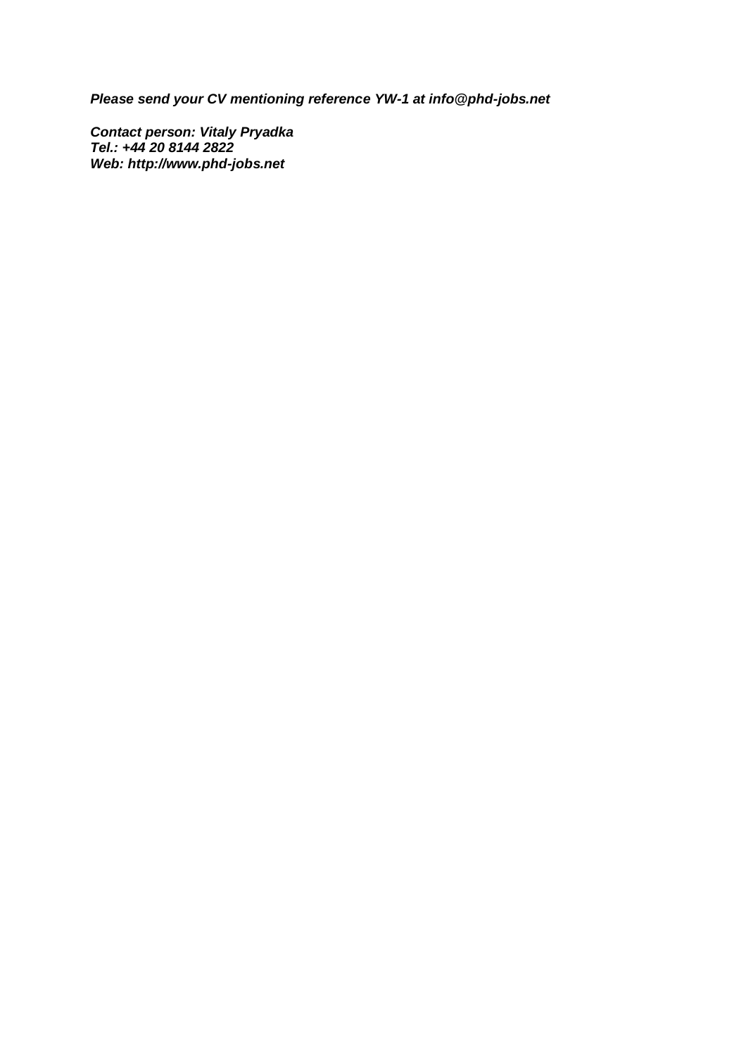***Please send your CV mentioning reference YW-1 at info@phd-jobs.net***

***Contact person: Vitaly Pryadka***
***Tel.: +44 20 8144 2822***
***Web: http://www.phd-jobs.net***